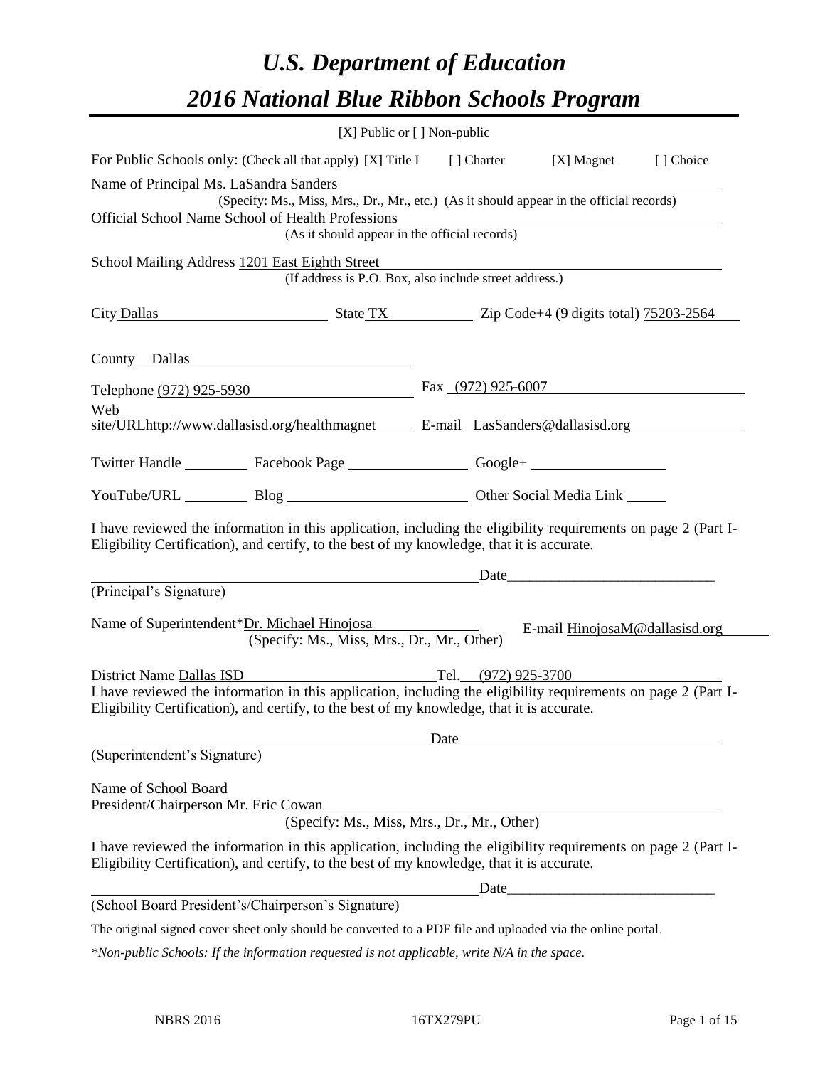# *U.S. Department of Education*

# *2016 National Blue Ribbon Schools Program*

[X] Public or [ ] Non-public

For Public Schools only: (Check all that apply) [X] Title I [ ] Charter [X] Magnet [ ] Choice

Name of Principal Ms. LaSandra Sanders
(Specify: Ms., Miss, Mrs., Dr., Mr., etc.) (As it should appear in the official records)

Official School Name School of Health Professions
(As it should appear in the official records)

School Mailing Address 1201 East Eighth Street
(If address is P.O. Box, also include street address.)

City Dallas State TX Zip Code+4 (9 digits total) 75203-2564

County Dallas

Telephone (972) 925-5930 Fax (972) 925-6007

Web site/URL http://www.dallasisd.org/healthmagnet E-mail LasSanders@dallasisd.org

Twitter Handle ________ Facebook Page ________ Google+ ________

YouTube/URL ________ Blog ________ Other Social Media Link ________

I have reviewed the information in this application, including the eligibility requirements on page 2 (Part I-Eligibility Certification), and certify, to the best of my knowledge, that it is accurate.

_________________________________ Date_______________

(Principal's Signature)

Name of Superintendent* Dr. Michael Hinojosa E-mail HinojosaM@dallasisd.org
(Specify: Ms., Miss, Mrs., Dr., Mr., Other)

District Name Dallas ISD Tel. (972) 925-3700

I have reviewed the information in this application, including the eligibility requirements on page 2 (Part I-Eligibility Certification), and certify, to the best of my knowledge, that it is accurate.

_________________________________ Date_______________

(Superintendent's Signature)

Name of School Board President/Chairperson Mr. Eric Cowan
(Specify: Ms., Miss, Mrs., Dr., Mr., Other)

I have reviewed the information in this application, including the eligibility requirements on page 2 (Part I-Eligibility Certification), and certify, to the best of my knowledge, that it is accurate.

_________________________________ Date_______________

(School Board President's/Chairperson's Signature)

The original signed cover sheet only should be converted to a PDF file and uploaded via the online portal.

*\*Non-public Schools: If the information requested is not applicable, write N/A in the space.*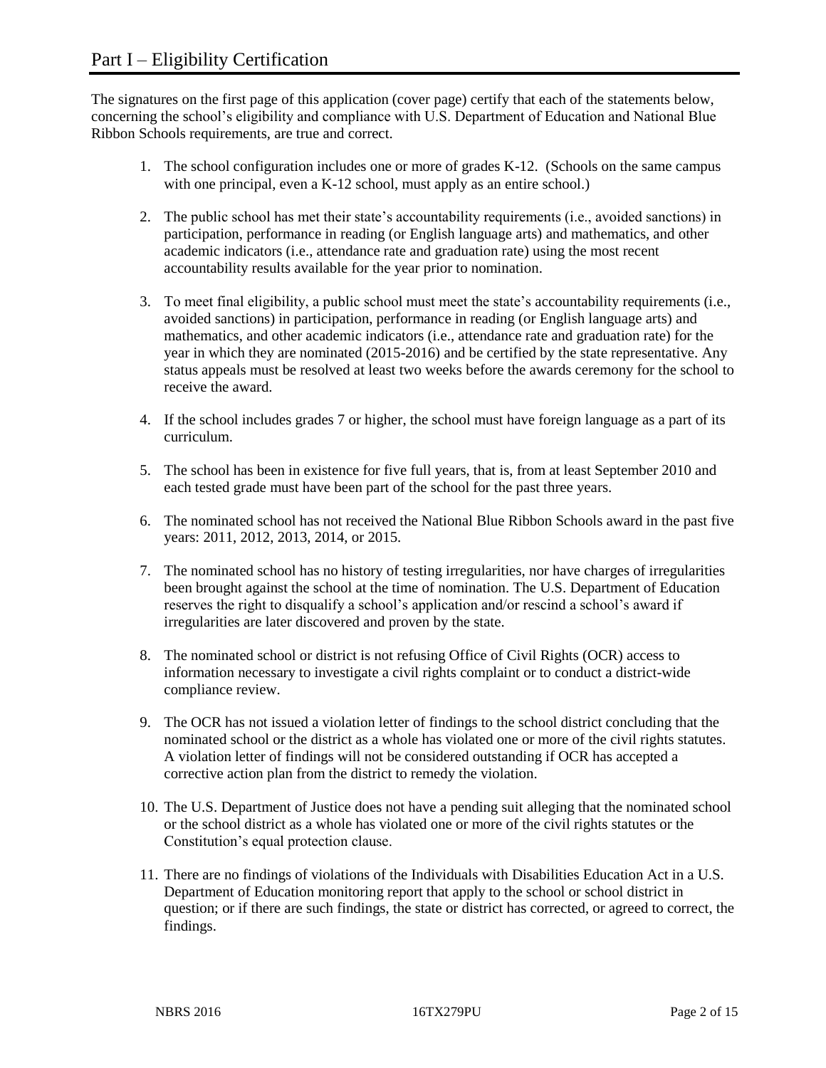# Part I – Eligibility Certification

The signatures on the first page of this application (cover page) certify that each of the statements below, concerning the school's eligibility and compliance with U.S. Department of Education and National Blue Ribbon Schools requirements, are true and correct.

1. The school configuration includes one or more of grades K-12. (Schools on the same campus with one principal, even a K-12 school, must apply as an entire school.)

2. The public school has met their state's accountability requirements (i.e., avoided sanctions) in participation, performance in reading (or English language arts) and mathematics, and other academic indicators (i.e., attendance rate and graduation rate) using the most recent accountability results available for the year prior to nomination.

3. To meet final eligibility, a public school must meet the state's accountability requirements (i.e., avoided sanctions) in participation, performance in reading (or English language arts) and mathematics, and other academic indicators (i.e., attendance rate and graduation rate) for the year in which they are nominated (2015-2016) and be certified by the state representative. Any status appeals must be resolved at least two weeks before the awards ceremony for the school to receive the award.

4. If the school includes grades 7 or higher, the school must have foreign language as a part of its curriculum.

5. The school has been in existence for five full years, that is, from at least September 2010 and each tested grade must have been part of the school for the past three years.

6. The nominated school has not received the National Blue Ribbon Schools award in the past five years: 2011, 2012, 2013, 2014, or 2015.

7. The nominated school has no history of testing irregularities, nor have charges of irregularities been brought against the school at the time of nomination. The U.S. Department of Education reserves the right to disqualify a school's application and/or rescind a school's award if irregularities are later discovered and proven by the state.

8. The nominated school or district is not refusing Office of Civil Rights (OCR) access to information necessary to investigate a civil rights complaint or to conduct a district-wide compliance review.

9. The OCR has not issued a violation letter of findings to the school district concluding that the nominated school or the district as a whole has violated one or more of the civil rights statutes. A violation letter of findings will not be considered outstanding if OCR has accepted a corrective action plan from the district to remedy the violation.

10. The U.S. Department of Justice does not have a pending suit alleging that the nominated school or the school district as a whole has violated one or more of the civil rights statutes or the Constitution's equal protection clause.

11. There are no findings of violations of the Individuals with Disabilities Education Act in a U.S. Department of Education monitoring report that apply to the school or school district in question; or if there are such findings, the state or district has corrected, or agreed to correct, the findings.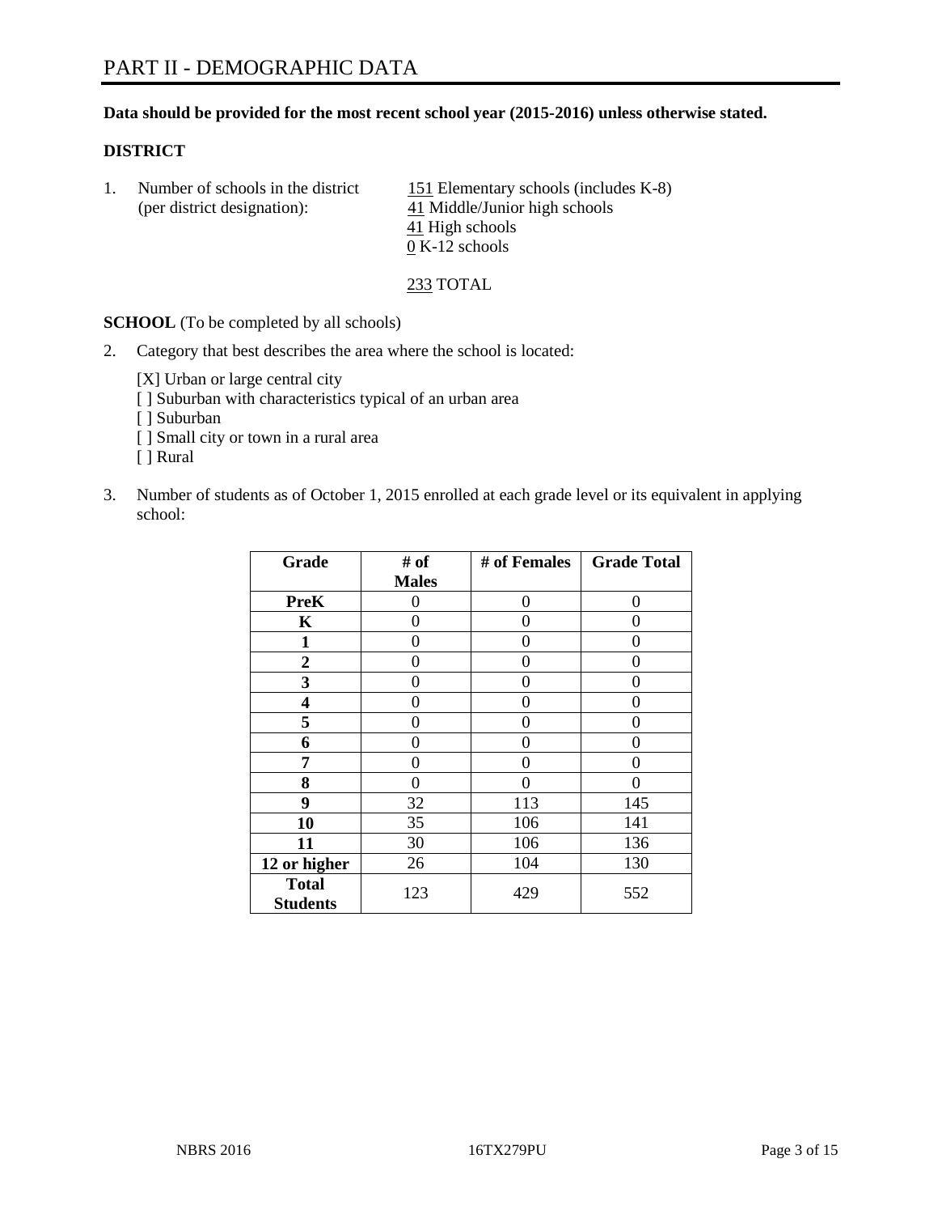# PART II - DEMOGRAPHIC DATA

**Data should be provided for the most recent school year (2015-2016) unless otherwise stated.**

**DISTRICT**

1. Number of schools in the district (per district designation):
   151 Elementary schools (includes K-8)
   41 Middle/Junior high schools
   41 High schools
   0 K-12 schools

   233 TOTAL

**SCHOOL** (To be completed by all schools)

2. Category that best describes the area where the school is located:

   [X] Urban or large central city
   [ ] Suburban with characteristics typical of an urban area
   [ ] Suburban
   [ ] Small city or town in a rural area
   [ ] Rural

3. Number of students as of October 1, 2015 enrolled at each grade level or its equivalent in applying school:

| Grade | # of Males | # of Females | Grade Total |
|---|---|---|---|
| **PreK** | 0 | 0 | 0 |
| **K** | 0 | 0 | 0 |
| **1** | 0 | 0 | 0 |
| **2** | 0 | 0 | 0 |
| **3** | 0 | 0 | 0 |
| **4** | 0 | 0 | 0 |
| **5** | 0 | 0 | 0 |
| **6** | 0 | 0 | 0 |
| **7** | 0 | 0 | 0 |
| **8** | 0 | 0 | 0 |
| **9** | 32 | 113 | 145 |
| **10** | 35 | 106 | 141 |
| **11** | 30 | 106 | 136 |
| **12 or higher** | 26 | 104 | 130 |
| **Total Students** | 123 | 429 | 552 |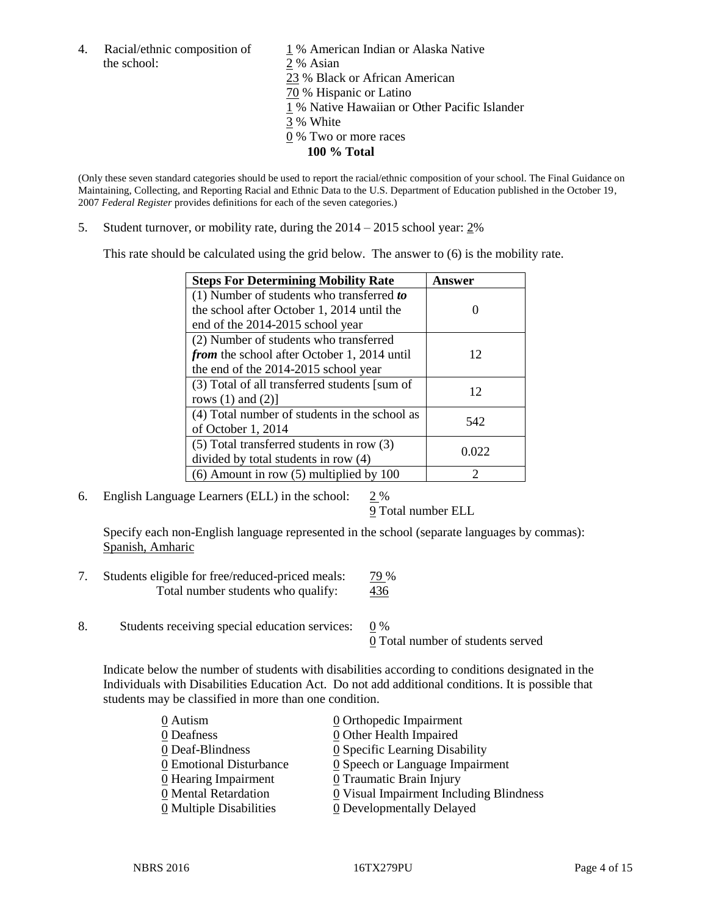4. Racial/ethnic composition of the school:

1 % American Indian or Alaska Native
2 % Asian
23 % Black or African American
70 % Hispanic or Latino
1 % Native Hawaiian or Other Pacific Islander
3 % White
0 % Two or more races
**100 % Total**

(Only these seven standard categories should be used to report the racial/ethnic composition of your school. The Final Guidance on Maintaining, Collecting, and Reporting Racial and Ethnic Data to the U.S. Department of Education published in the October 19, 2007 *Federal Register* provides definitions for each of the seven categories.)

5. Student turnover, or mobility rate, during the 2014 – 2015 school year: 2%

This rate should be calculated using the grid below. The answer to (6) is the mobility rate.

| Steps For Determining Mobility Rate | Answer |
|---|---|
| (1) Number of students who transferred ***to*** the school after October 1, 2014 until the end of the 2014-2015 school year | 0 |
| (2) Number of students who transferred ***from*** the school after October 1, 2014 until the end of the 2014-2015 school year | 12 |
| (3) Total of all transferred students [sum of rows (1) and (2)] | 12 |
| (4) Total number of students in the school as of October 1, 2014 | 542 |
| (5) Total transferred students in row (3) divided by total students in row (4) | 0.022 |
| (6) Amount in row (5) multiplied by 100 | 2 |

6. English Language Learners (ELL) in the school: 2 %
9 Total number ELL

Specify each non-English language represented in the school (separate languages by commas): Spanish, Amharic

7. Students eligible for free/reduced-priced meals: 79 %
Total number students who qualify: 436

8. Students receiving special education services: 0 %
0 Total number of students served

Indicate below the number of students with disabilities according to conditions designated in the Individuals with Disabilities Education Act. Do not add additional conditions. It is possible that students may be classified in more than one condition.

0 Autism
0 Deafness
0 Deaf-Blindness
0 Emotional Disturbance
0 Hearing Impairment
0 Mental Retardation
0 Multiple Disabilities
0 Orthopedic Impairment
0 Other Health Impaired
0 Specific Learning Disability
0 Speech or Language Impairment
0 Traumatic Brain Injury
0 Visual Impairment Including Blindness
0 Developmentally Delayed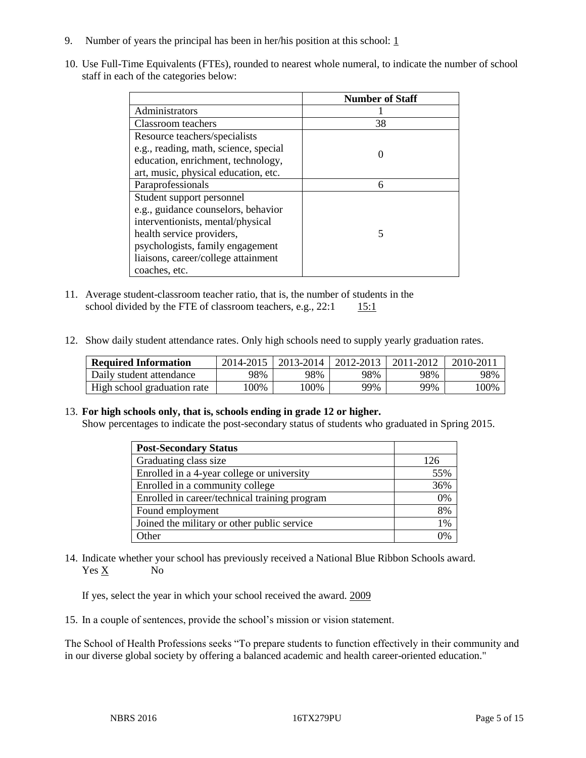9. Number of years the principal has been in her/his position at this school: 1

10. Use Full-Time Equivalents (FTEs), rounded to nearest whole numeral, to indicate the number of school staff in each of the categories below:

| | Number of Staff |
|---|---|
| Administrators | 1 |
| Classroom teachers | 38 |
| Resource teachers/specialists e.g., reading, math, science, special education, enrichment, technology, art, music, physical education, etc. | 0 |
| Paraprofessionals | 6 |
| Student support personnel e.g., guidance counselors, behavior interventionists, mental/physical health service providers, psychologists, family engagement liaisons, career/college attainment coaches, etc. | 5 |

11. Average student-classroom teacher ratio, that is, the number of students in the school divided by the FTE of classroom teachers, e.g., 22:1 15:1

12. Show daily student attendance rates. Only high schools need to supply yearly graduation rates.

| Required Information | 2014-2015 | 2013-2014 | 2012-2013 | 2011-2012 | 2010-2011 |
|---|---|---|---|---|---|
| Daily student attendance | 98% | 98% | 98% | 98% | 98% |
| High school graduation rate | 100% | 100% | 99% | 99% | 100% |

13. **For high schools only, that is, schools ending in grade 12 or higher.**
Show percentages to indicate the post-secondary status of students who graduated in Spring 2015.

| Post-Secondary Status | |
|---|---|
| Graduating class size | 126 |
| Enrolled in a 4-year college or university | 55% |
| Enrolled in a community college | 36% |
| Enrolled in career/technical training program | 0% |
| Found employment | 8% |
| Joined the military or other public service | 1% |
| Other | 0% |

14. Indicate whether your school has previously received a National Blue Ribbon Schools award.
Yes X No

If yes, select the year in which your school received the award. 2009

15. In a couple of sentences, provide the school's mission or vision statement.

The School of Health Professions seeks "To prepare students to function effectively in their community and in our diverse global society by offering a balanced academic and health career-oriented education."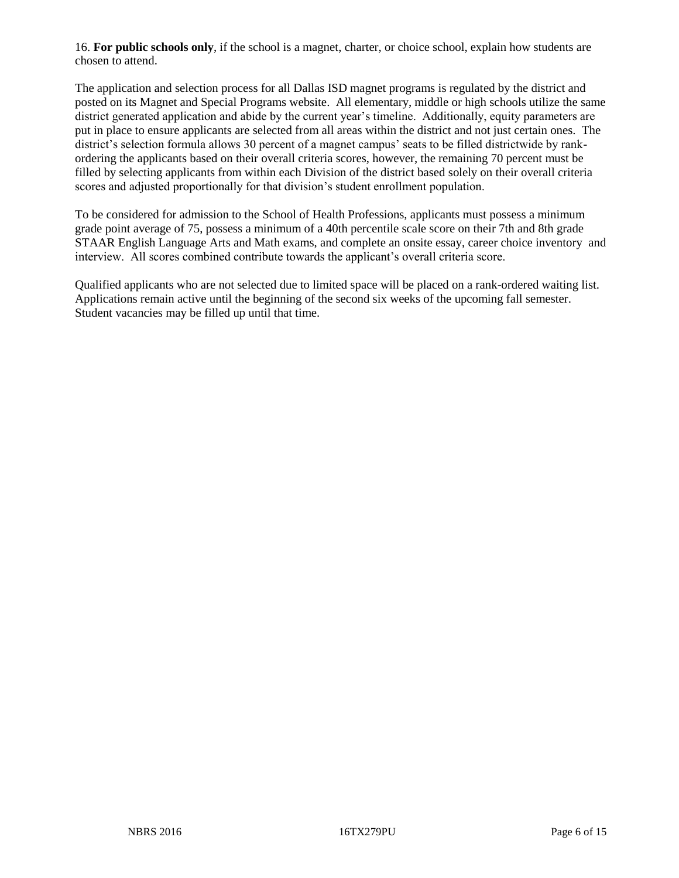16. **For public schools only**, if the school is a magnet, charter, or choice school, explain how students are chosen to attend.

The application and selection process for all Dallas ISD magnet programs is regulated by the district and posted on its Magnet and Special Programs website. All elementary, middle or high schools utilize the same district generated application and abide by the current year's timeline. Additionally, equity parameters are put in place to ensure applicants are selected from all areas within the district and not just certain ones. The district's selection formula allows 30 percent of a magnet campus' seats to be filled districtwide by rank-ordering the applicants based on their overall criteria scores, however, the remaining 70 percent must be filled by selecting applicants from within each Division of the district based solely on their overall criteria scores and adjusted proportionally for that division's student enrollment population.

To be considered for admission to the School of Health Professions, applicants must possess a minimum grade point average of 75, possess a minimum of a 40th percentile scale score on their 7th and 8th grade STAAR English Language Arts and Math exams, and complete an onsite essay, career choice inventory and interview. All scores combined contribute towards the applicant's overall criteria score.

Qualified applicants who are not selected due to limited space will be placed on a rank-ordered waiting list. Applications remain active until the beginning of the second six weeks of the upcoming fall semester. Student vacancies may be filled up until that time.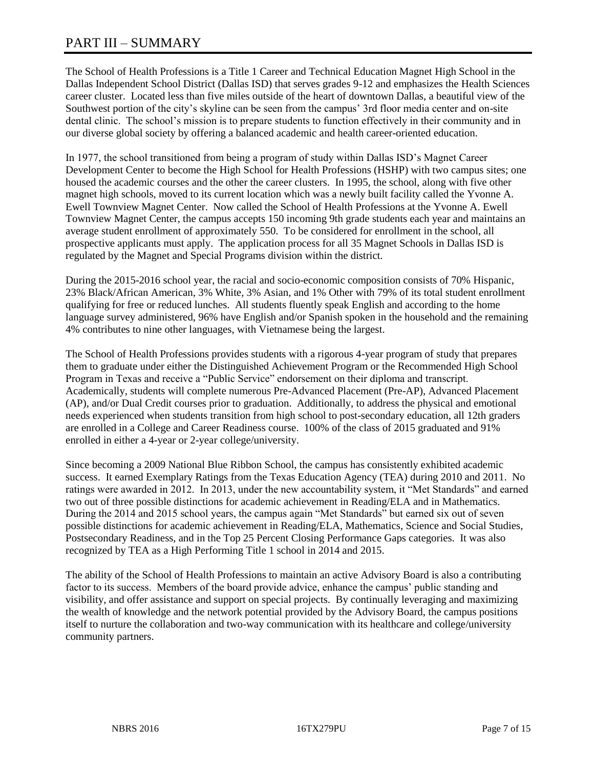# PART III – SUMMARY

The School of Health Professions is a Title 1 Career and Technical Education Magnet High School in the Dallas Independent School District (Dallas ISD) that serves grades 9-12 and emphasizes the Health Sciences career cluster. Located less than five miles outside of the heart of downtown Dallas, a beautiful view of the Southwest portion of the city's skyline can be seen from the campus' 3rd floor media center and on-site dental clinic. The school's mission is to prepare students to function effectively in their community and in our diverse global society by offering a balanced academic and health career-oriented education.

In 1977, the school transitioned from being a program of study within Dallas ISD's Magnet Career Development Center to become the High School for Health Professions (HSHP) with two campus sites; one housed the academic courses and the other the career clusters. In 1995, the school, along with five other magnet high schools, moved to its current location which was a newly built facility called the Yvonne A. Ewell Townview Magnet Center. Now called the School of Health Professions at the Yvonne A. Ewell Townview Magnet Center, the campus accepts 150 incoming 9th grade students each year and maintains an average student enrollment of approximately 550. To be considered for enrollment in the school, all prospective applicants must apply. The application process for all 35 Magnet Schools in Dallas ISD is regulated by the Magnet and Special Programs division within the district.

During the 2015-2016 school year, the racial and socio-economic composition consists of 70% Hispanic, 23% Black/African American, 3% White, 3% Asian, and 1% Other with 79% of its total student enrollment qualifying for free or reduced lunches. All students fluently speak English and according to the home language survey administered, 96% have English and/or Spanish spoken in the household and the remaining 4% contributes to nine other languages, with Vietnamese being the largest.

The School of Health Professions provides students with a rigorous 4-year program of study that prepares them to graduate under either the Distinguished Achievement Program or the Recommended High School Program in Texas and receive a "Public Service" endorsement on their diploma and transcript. Academically, students will complete numerous Pre-Advanced Placement (Pre-AP), Advanced Placement (AP), and/or Dual Credit courses prior to graduation. Additionally, to address the physical and emotional needs experienced when students transition from high school to post-secondary education, all 12th graders are enrolled in a College and Career Readiness course. 100% of the class of 2015 graduated and 91% enrolled in either a 4-year or 2-year college/university.

Since becoming a 2009 National Blue Ribbon School, the campus has consistently exhibited academic success. It earned Exemplary Ratings from the Texas Education Agency (TEA) during 2010 and 2011. No ratings were awarded in 2012. In 2013, under the new accountability system, it "Met Standards" and earned two out of three possible distinctions for academic achievement in Reading/ELA and in Mathematics. During the 2014 and 2015 school years, the campus again "Met Standards" but earned six out of seven possible distinctions for academic achievement in Reading/ELA, Mathematics, Science and Social Studies, Postsecondary Readiness, and in the Top 25 Percent Closing Performance Gaps categories. It was also recognized by TEA as a High Performing Title 1 school in 2014 and 2015.

The ability of the School of Health Professions to maintain an active Advisory Board is also a contributing factor to its success. Members of the board provide advice, enhance the campus' public standing and visibility, and offer assistance and support on special projects. By continually leveraging and maximizing the wealth of knowledge and the network potential provided by the Advisory Board, the campus positions itself to nurture the collaboration and two-way communication with its healthcare and college/university community partners.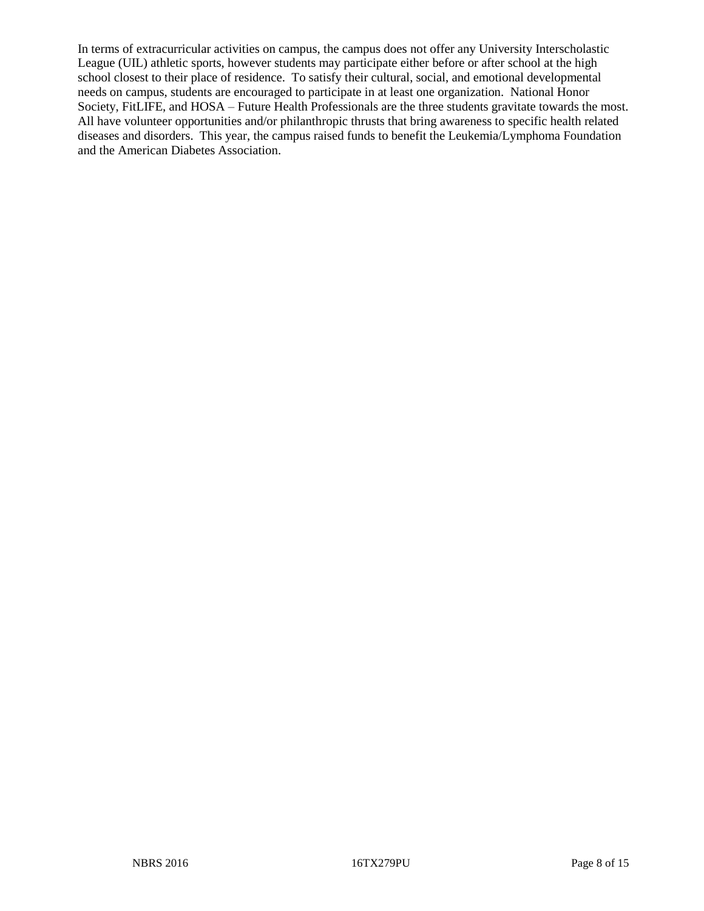In terms of extracurricular activities on campus, the campus does not offer any University Interscholastic League (UIL) athletic sports, however students may participate either before or after school at the high school closest to their place of residence. To satisfy their cultural, social, and emotional developmental needs on campus, students are encouraged to participate in at least one organization. National Honor Society, FitLIFE, and HOSA – Future Health Professionals are the three students gravitate towards the most. All have volunteer opportunities and/or philanthropic thrusts that bring awareness to specific health related diseases and disorders. This year, the campus raised funds to benefit the Leukemia/Lymphoma Foundation and the American Diabetes Association.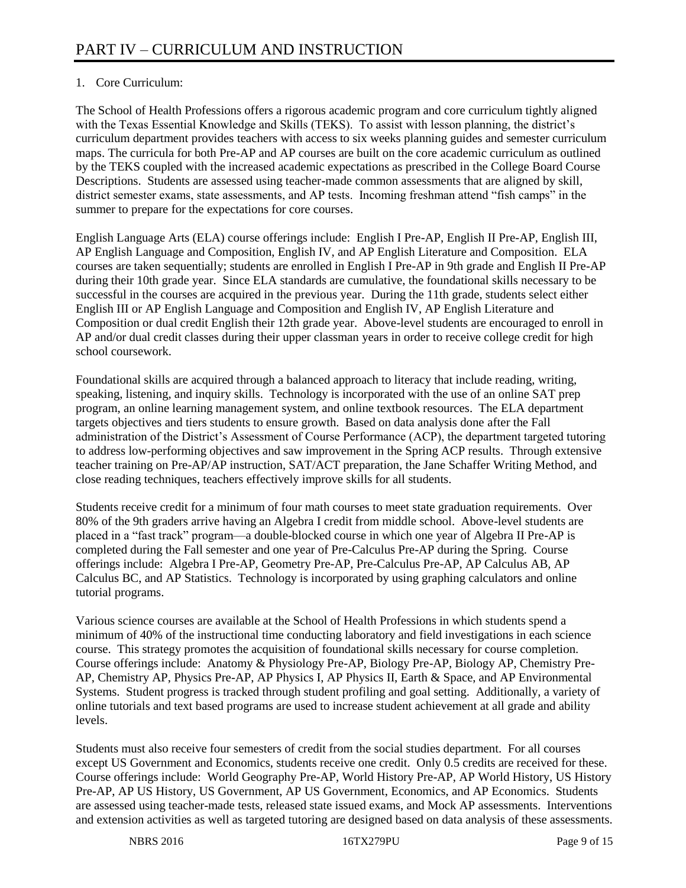# PART IV – CURRICULUM AND INSTRUCTION

1. Core Curriculum:

The School of Health Professions offers a rigorous academic program and core curriculum tightly aligned with the Texas Essential Knowledge and Skills (TEKS). To assist with lesson planning, the district's curriculum department provides teachers with access to six weeks planning guides and semester curriculum maps. The curricula for both Pre-AP and AP courses are built on the core academic curriculum as outlined by the TEKS coupled with the increased academic expectations as prescribed in the College Board Course Descriptions. Students are assessed using teacher-made common assessments that are aligned by skill, district semester exams, state assessments, and AP tests. Incoming freshman attend "fish camps" in the summer to prepare for the expectations for core courses.

English Language Arts (ELA) course offerings include: English I Pre-AP, English II Pre-AP, English III, AP English Language and Composition, English IV, and AP English Literature and Composition. ELA courses are taken sequentially; students are enrolled in English I Pre-AP in 9th grade and English II Pre-AP during their 10th grade year. Since ELA standards are cumulative, the foundational skills necessary to be successful in the courses are acquired in the previous year. During the 11th grade, students select either English III or AP English Language and Composition and English IV, AP English Literature and Composition or dual credit English their 12th grade year. Above-level students are encouraged to enroll in AP and/or dual credit classes during their upper classman years in order to receive college credit for high school coursework.

Foundational skills are acquired through a balanced approach to literacy that include reading, writing, speaking, listening, and inquiry skills. Technology is incorporated with the use of an online SAT prep program, an online learning management system, and online textbook resources. The ELA department targets objectives and tiers students to ensure growth. Based on data analysis done after the Fall administration of the District's Assessment of Course Performance (ACP), the department targeted tutoring to address low-performing objectives and saw improvement in the Spring ACP results. Through extensive teacher training on Pre-AP/AP instruction, SAT/ACT preparation, the Jane Schaffer Writing Method, and close reading techniques, teachers effectively improve skills for all students.

Students receive credit for a minimum of four math courses to meet state graduation requirements. Over 80% of the 9th graders arrive having an Algebra I credit from middle school. Above-level students are placed in a "fast track" program—a double-blocked course in which one year of Algebra II Pre-AP is completed during the Fall semester and one year of Pre-Calculus Pre-AP during the Spring. Course offerings include: Algebra I Pre-AP, Geometry Pre-AP, Pre-Calculus Pre-AP, AP Calculus AB, AP Calculus BC, and AP Statistics. Technology is incorporated by using graphing calculators and online tutorial programs.

Various science courses are available at the School of Health Professions in which students spend a minimum of 40% of the instructional time conducting laboratory and field investigations in each science course. This strategy promotes the acquisition of foundational skills necessary for course completion. Course offerings include: Anatomy & Physiology Pre-AP, Biology Pre-AP, Biology AP, Chemistry Pre-AP, Chemistry AP, Physics Pre-AP, AP Physics I, AP Physics II, Earth & Space, and AP Environmental Systems. Student progress is tracked through student profiling and goal setting. Additionally, a variety of online tutorials and text based programs are used to increase student achievement at all grade and ability levels.

Students must also receive four semesters of credit from the social studies department. For all courses except US Government and Economics, students receive one credit. Only 0.5 credits are received for these. Course offerings include: World Geography Pre-AP, World History Pre-AP, AP World History, US History Pre-AP, AP US History, US Government, AP US Government, Economics, and AP Economics. Students are assessed using teacher-made tests, released state issued exams, and Mock AP assessments. Interventions and extension activities as well as targeted tutoring are designed based on data analysis of these assessments.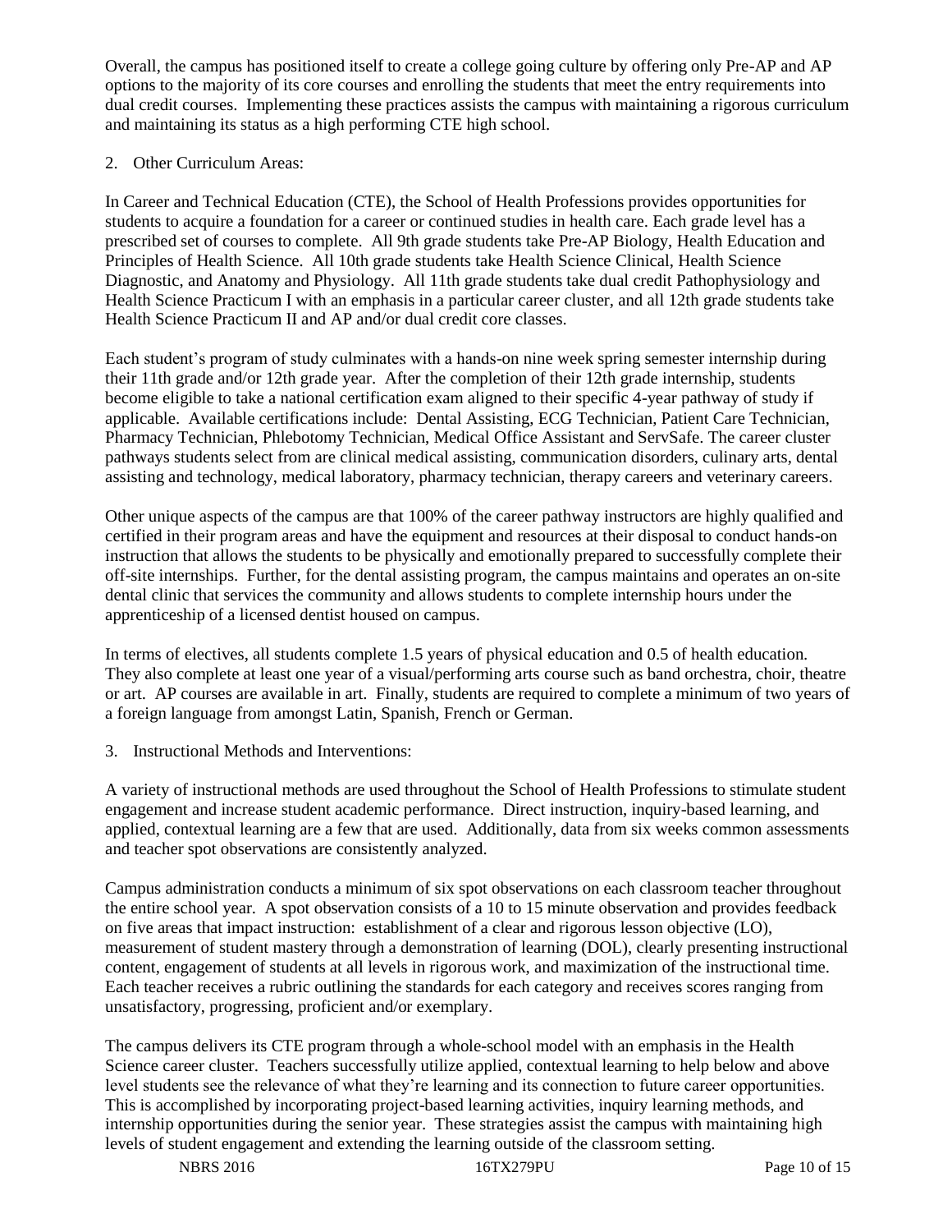Overall, the campus has positioned itself to create a college going culture by offering only Pre-AP and AP options to the majority of its core courses and enrolling the students that meet the entry requirements into dual credit courses. Implementing these practices assists the campus with maintaining a rigorous curriculum and maintaining its status as a high performing CTE high school.

2. Other Curriculum Areas:

In Career and Technical Education (CTE), the School of Health Professions provides opportunities for students to acquire a foundation for a career or continued studies in health care. Each grade level has a prescribed set of courses to complete. All 9th grade students take Pre-AP Biology, Health Education and Principles of Health Science. All 10th grade students take Health Science Clinical, Health Science Diagnostic, and Anatomy and Physiology. All 11th grade students take dual credit Pathophysiology and Health Science Practicum I with an emphasis in a particular career cluster, and all 12th grade students take Health Science Practicum II and AP and/or dual credit core classes.

Each student's program of study culminates with a hands-on nine week spring semester internship during their 11th grade and/or 12th grade year. After the completion of their 12th grade internship, students become eligible to take a national certification exam aligned to their specific 4-year pathway of study if applicable. Available certifications include: Dental Assisting, ECG Technician, Patient Care Technician, Pharmacy Technician, Phlebotomy Technician, Medical Office Assistant and ServSafe. The career cluster pathways students select from are clinical medical assisting, communication disorders, culinary arts, dental assisting and technology, medical laboratory, pharmacy technician, therapy careers and veterinary careers.

Other unique aspects of the campus are that 100% of the career pathway instructors are highly qualified and certified in their program areas and have the equipment and resources at their disposal to conduct hands-on instruction that allows the students to be physically and emotionally prepared to successfully complete their off-site internships. Further, for the dental assisting program, the campus maintains and operates an on-site dental clinic that services the community and allows students to complete internship hours under the apprenticeship of a licensed dentist housed on campus.

In terms of electives, all students complete 1.5 years of physical education and 0.5 of health education. They also complete at least one year of a visual/performing arts course such as band orchestra, choir, theatre or art. AP courses are available in art. Finally, students are required to complete a minimum of two years of a foreign language from amongst Latin, Spanish, French or German.

3. Instructional Methods and Interventions:

A variety of instructional methods are used throughout the School of Health Professions to stimulate student engagement and increase student academic performance. Direct instruction, inquiry-based learning, and applied, contextual learning are a few that are used. Additionally, data from six weeks common assessments and teacher spot observations are consistently analyzed.

Campus administration conducts a minimum of six spot observations on each classroom teacher throughout the entire school year. A spot observation consists of a 10 to 15 minute observation and provides feedback on five areas that impact instruction: establishment of a clear and rigorous lesson objective (LO), measurement of student mastery through a demonstration of learning (DOL), clearly presenting instructional content, engagement of students at all levels in rigorous work, and maximization of the instructional time. Each teacher receives a rubric outlining the standards for each category and receives scores ranging from unsatisfactory, progressing, proficient and/or exemplary.

The campus delivers its CTE program through a whole-school model with an emphasis in the Health Science career cluster. Teachers successfully utilize applied, contextual learning to help below and above level students see the relevance of what they're learning and its connection to future career opportunities. This is accomplished by incorporating project-based learning activities, inquiry learning methods, and internship opportunities during the senior year. These strategies assist the campus with maintaining high levels of student engagement and extending the learning outside of the classroom setting.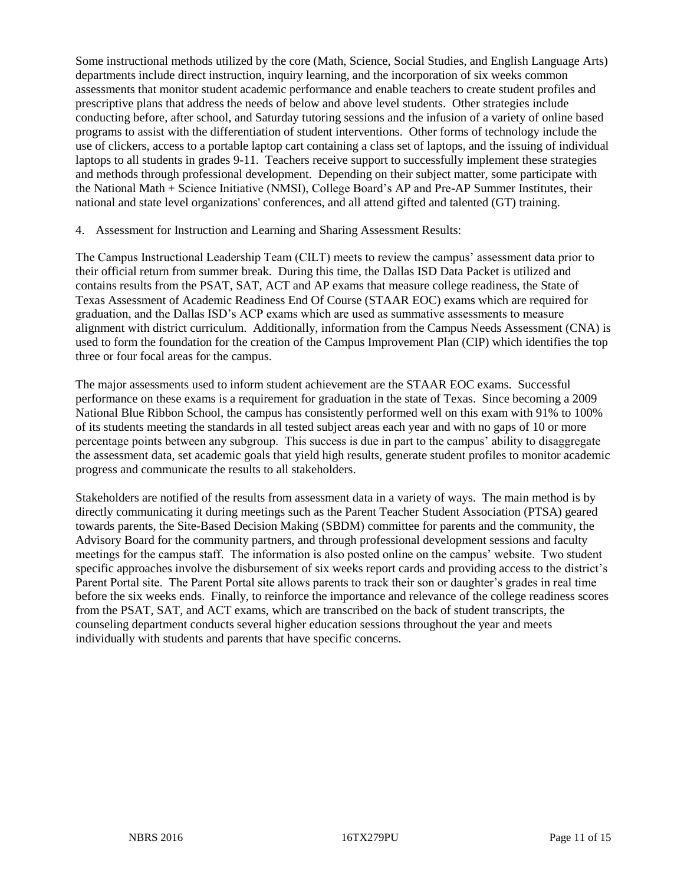Some instructional methods utilized by the core (Math, Science, Social Studies, and English Language Arts) departments include direct instruction, inquiry learning, and the incorporation of six weeks common assessments that monitor student academic performance and enable teachers to create student profiles and prescriptive plans that address the needs of below and above level students. Other strategies include conducting before, after school, and Saturday tutoring sessions and the infusion of a variety of online based programs to assist with the differentiation of student interventions. Other forms of technology include the use of clickers, access to a portable laptop cart containing a class set of laptops, and the issuing of individual laptops to all students in grades 9-11. Teachers receive support to successfully implement these strategies and methods through professional development. Depending on their subject matter, some participate with the National Math + Science Initiative (NMSI), College Board's AP and Pre-AP Summer Institutes, their national and state level organizations' conferences, and all attend gifted and talented (GT) training.

4. Assessment for Instruction and Learning and Sharing Assessment Results:

The Campus Instructional Leadership Team (CILT) meets to review the campus' assessment data prior to their official return from summer break. During this time, the Dallas ISD Data Packet is utilized and contains results from the PSAT, SAT, ACT and AP exams that measure college readiness, the State of Texas Assessment of Academic Readiness End Of Course (STAAR EOC) exams which are required for graduation, and the Dallas ISD's ACP exams which are used as summative assessments to measure alignment with district curriculum. Additionally, information from the Campus Needs Assessment (CNA) is used to form the foundation for the creation of the Campus Improvement Plan (CIP) which identifies the top three or four focal areas for the campus.

The major assessments used to inform student achievement are the STAAR EOC exams. Successful performance on these exams is a requirement for graduation in the state of Texas. Since becoming a 2009 National Blue Ribbon School, the campus has consistently performed well on this exam with 91% to 100% of its students meeting the standards in all tested subject areas each year and with no gaps of 10 or more percentage points between any subgroup. This success is due in part to the campus' ability to disaggregate the assessment data, set academic goals that yield high results, generate student profiles to monitor academic progress and communicate the results to all stakeholders.

Stakeholders are notified of the results from assessment data in a variety of ways. The main method is by directly communicating it during meetings such as the Parent Teacher Student Association (PTSA) geared towards parents, the Site-Based Decision Making (SBDM) committee for parents and the community, the Advisory Board for the community partners, and through professional development sessions and faculty meetings for the campus staff. The information is also posted online on the campus' website. Two student specific approaches involve the disbursement of six weeks report cards and providing access to the district's Parent Portal site. The Parent Portal site allows parents to track their son or daughter's grades in real time before the six weeks ends. Finally, to reinforce the importance and relevance of the college readiness scores from the PSAT, SAT, and ACT exams, which are transcribed on the back of student transcripts, the counseling department conducts several higher education sessions throughout the year and meets individually with students and parents that have specific concerns.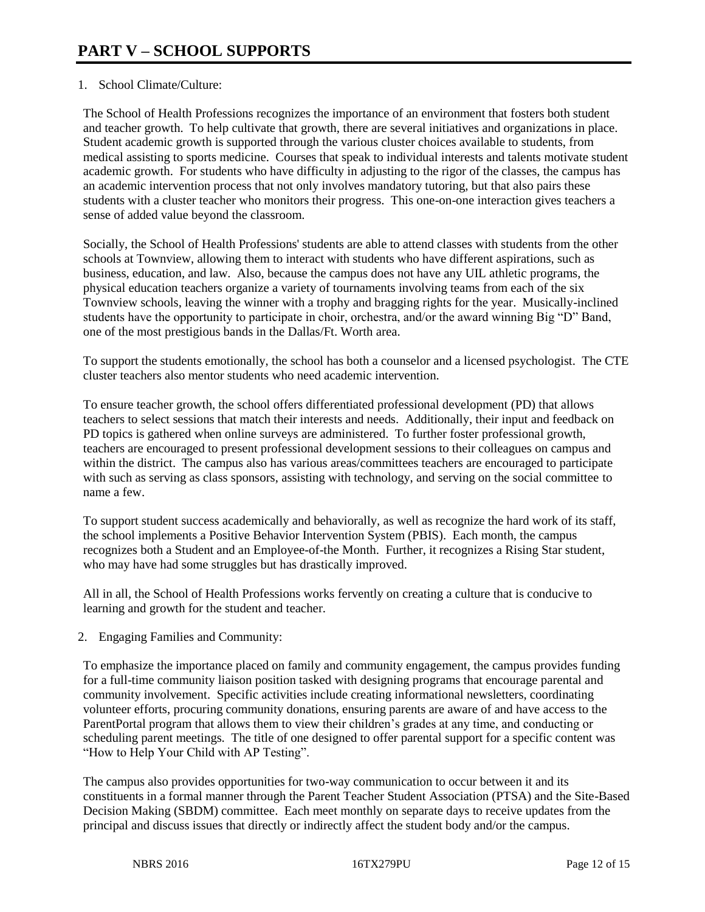# PART V – SCHOOL SUPPORTS

1. School Climate/Culture:

The School of Health Professions recognizes the importance of an environment that fosters both student and teacher growth. To help cultivate that growth, there are several initiatives and organizations in place. Student academic growth is supported through the various cluster choices available to students, from medical assisting to sports medicine. Courses that speak to individual interests and talents motivate student academic growth. For students who have difficulty in adjusting to the rigor of the classes, the campus has an academic intervention process that not only involves mandatory tutoring, but that also pairs these students with a cluster teacher who monitors their progress. This one-on-one interaction gives teachers a sense of added value beyond the classroom.

Socially, the School of Health Professions' students are able to attend classes with students from the other schools at Townview, allowing them to interact with students who have different aspirations, such as business, education, and law. Also, because the campus does not have any UIL athletic programs, the physical education teachers organize a variety of tournaments involving teams from each of the six Townview schools, leaving the winner with a trophy and bragging rights for the year. Musically-inclined students have the opportunity to participate in choir, orchestra, and/or the award winning Big "D" Band, one of the most prestigious bands in the Dallas/Ft. Worth area.

To support the students emotionally, the school has both a counselor and a licensed psychologist. The CTE cluster teachers also mentor students who need academic intervention.

To ensure teacher growth, the school offers differentiated professional development (PD) that allows teachers to select sessions that match their interests and needs. Additionally, their input and feedback on PD topics is gathered when online surveys are administered. To further foster professional growth, teachers are encouraged to present professional development sessions to their colleagues on campus and within the district. The campus also has various areas/committees teachers are encouraged to participate with such as serving as class sponsors, assisting with technology, and serving on the social committee to name a few.

To support student success academically and behaviorally, as well as recognize the hard work of its staff, the school implements a Positive Behavior Intervention System (PBIS). Each month, the campus recognizes both a Student and an Employee-of-the Month. Further, it recognizes a Rising Star student, who may have had some struggles but has drastically improved.

All in all, the School of Health Professions works fervently on creating a culture that is conducive to learning and growth for the student and teacher.

2. Engaging Families and Community:

To emphasize the importance placed on family and community engagement, the campus provides funding for a full-time community liaison position tasked with designing programs that encourage parental and community involvement. Specific activities include creating informational newsletters, coordinating volunteer efforts, procuring community donations, ensuring parents are aware of and have access to the ParentPortal program that allows them to view their children's grades at any time, and conducting or scheduling parent meetings. The title of one designed to offer parental support for a specific content was "How to Help Your Child with AP Testing".

The campus also provides opportunities for two-way communication to occur between it and its constituents in a formal manner through the Parent Teacher Student Association (PTSA) and the Site-Based Decision Making (SBDM) committee. Each meet monthly on separate days to receive updates from the principal and discuss issues that directly or indirectly affect the student body and/or the campus.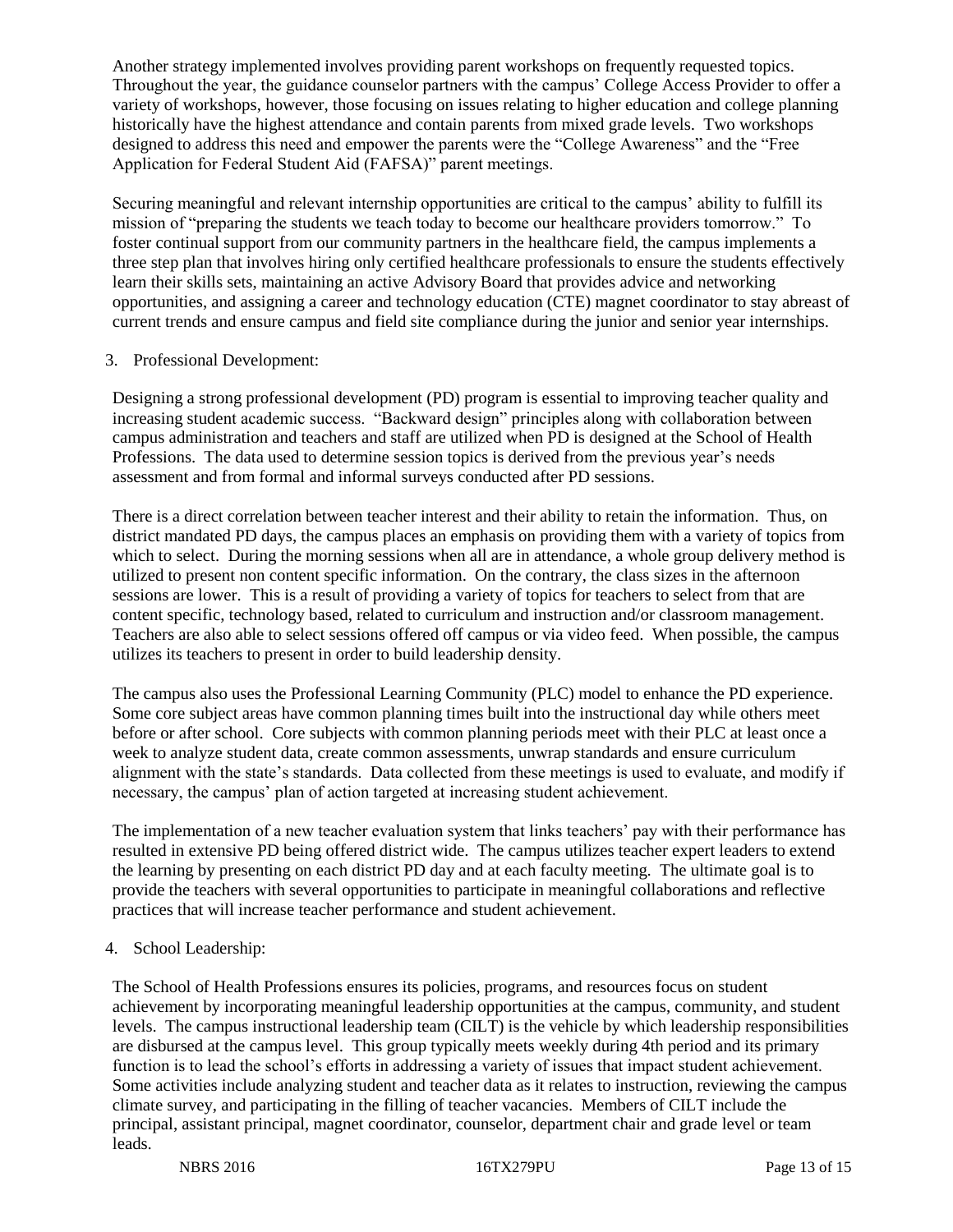Another strategy implemented involves providing parent workshops on frequently requested topics. Throughout the year, the guidance counselor partners with the campus' College Access Provider to offer a variety of workshops, however, those focusing on issues relating to higher education and college planning historically have the highest attendance and contain parents from mixed grade levels. Two workshops designed to address this need and empower the parents were the "College Awareness" and the "Free Application for Federal Student Aid (FAFSA)" parent meetings.

Securing meaningful and relevant internship opportunities are critical to the campus' ability to fulfill its mission of "preparing the students we teach today to become our healthcare providers tomorrow." To foster continual support from our community partners in the healthcare field, the campus implements a three step plan that involves hiring only certified healthcare professionals to ensure the students effectively learn their skills sets, maintaining an active Advisory Board that provides advice and networking opportunities, and assigning a career and technology education (CTE) magnet coordinator to stay abreast of current trends and ensure campus and field site compliance during the junior and senior year internships.

3. Professional Development:

Designing a strong professional development (PD) program is essential to improving teacher quality and increasing student academic success. "Backward design" principles along with collaboration between campus administration and teachers and staff are utilized when PD is designed at the School of Health Professions. The data used to determine session topics is derived from the previous year's needs assessment and from formal and informal surveys conducted after PD sessions.

There is a direct correlation between teacher interest and their ability to retain the information. Thus, on district mandated PD days, the campus places an emphasis on providing them with a variety of topics from which to select. During the morning sessions when all are in attendance, a whole group delivery method is utilized to present non content specific information. On the contrary, the class sizes in the afternoon sessions are lower. This is a result of providing a variety of topics for teachers to select from that are content specific, technology based, related to curriculum and instruction and/or classroom management. Teachers are also able to select sessions offered off campus or via video feed. When possible, the campus utilizes its teachers to present in order to build leadership density.

The campus also uses the Professional Learning Community (PLC) model to enhance the PD experience. Some core subject areas have common planning times built into the instructional day while others meet before or after school. Core subjects with common planning periods meet with their PLC at least once a week to analyze student data, create common assessments, unwrap standards and ensure curriculum alignment with the state's standards. Data collected from these meetings is used to evaluate, and modify if necessary, the campus' plan of action targeted at increasing student achievement.

The implementation of a new teacher evaluation system that links teachers' pay with their performance has resulted in extensive PD being offered district wide. The campus utilizes teacher expert leaders to extend the learning by presenting on each district PD day and at each faculty meeting. The ultimate goal is to provide the teachers with several opportunities to participate in meaningful collaborations and reflective practices that will increase teacher performance and student achievement.

4. School Leadership:

The School of Health Professions ensures its policies, programs, and resources focus on student achievement by incorporating meaningful leadership opportunities at the campus, community, and student levels. The campus instructional leadership team (CILT) is the vehicle by which leadership responsibilities are disbursed at the campus level. This group typically meets weekly during 4th period and its primary function is to lead the school's efforts in addressing a variety of issues that impact student achievement. Some activities include analyzing student and teacher data as it relates to instruction, reviewing the campus climate survey, and participating in the filling of teacher vacancies. Members of CILT include the principal, assistant principal, magnet coordinator, counselor, department chair and grade level or team leads.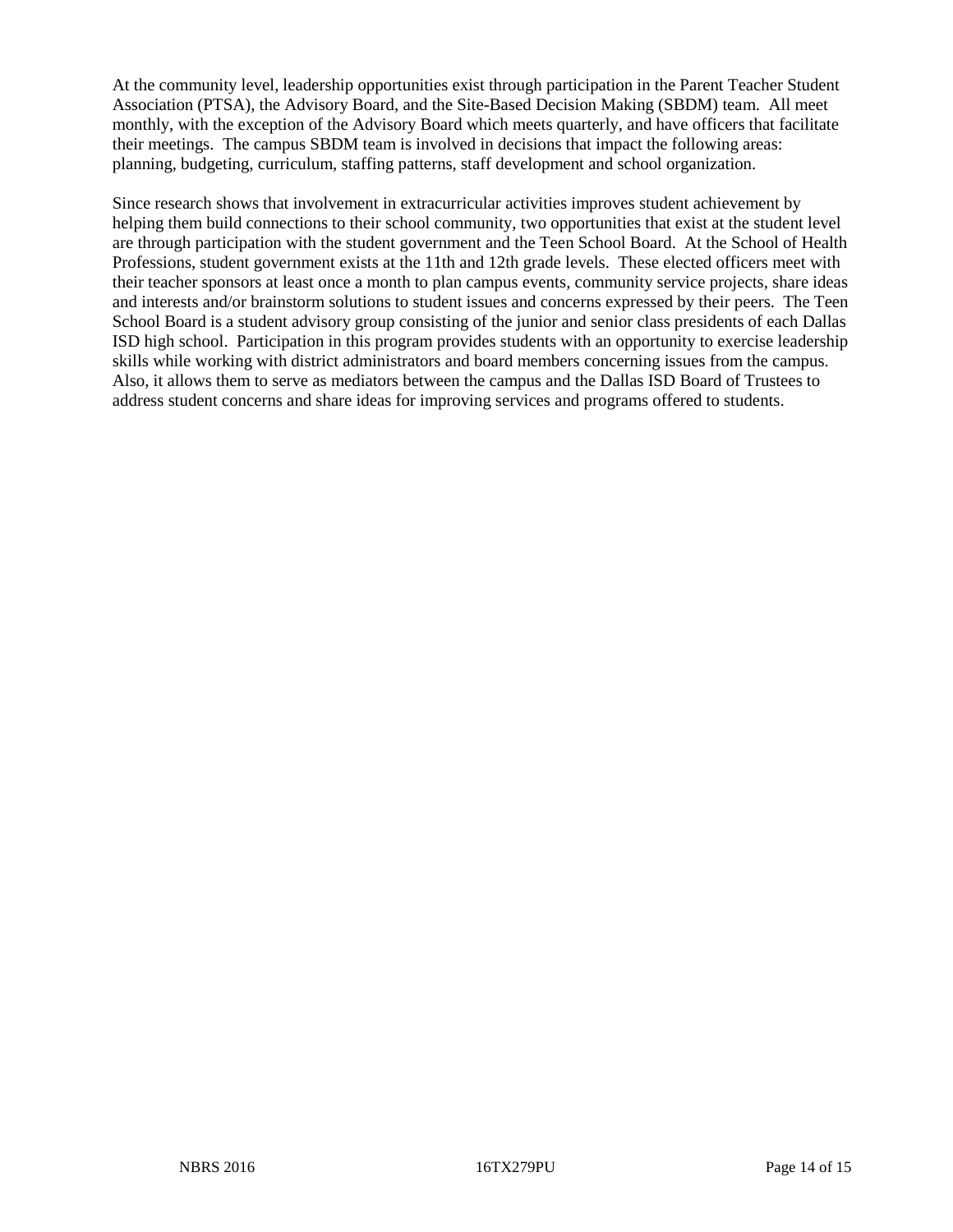At the community level, leadership opportunities exist through participation in the Parent Teacher Student Association (PTSA), the Advisory Board, and the Site-Based Decision Making (SBDM) team. All meet monthly, with the exception of the Advisory Board which meets quarterly, and have officers that facilitate their meetings. The campus SBDM team is involved in decisions that impact the following areas: planning, budgeting, curriculum, staffing patterns, staff development and school organization.

Since research shows that involvement in extracurricular activities improves student achievement by helping them build connections to their school community, two opportunities that exist at the student level are through participation with the student government and the Teen School Board. At the School of Health Professions, student government exists at the 11th and 12th grade levels. These elected officers meet with their teacher sponsors at least once a month to plan campus events, community service projects, share ideas and interests and/or brainstorm solutions to student issues and concerns expressed by their peers. The Teen School Board is a student advisory group consisting of the junior and senior class presidents of each Dallas ISD high school. Participation in this program provides students with an opportunity to exercise leadership skills while working with district administrators and board members concerning issues from the campus. Also, it allows them to serve as mediators between the campus and the Dallas ISD Board of Trustees to address student concerns and share ideas for improving services and programs offered to students.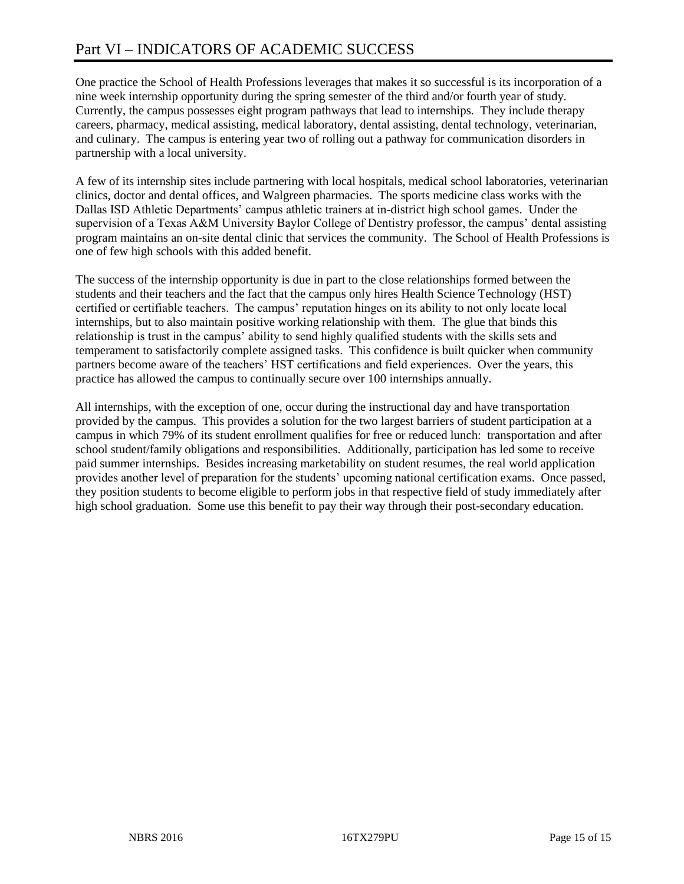# Part VI – INDICATORS OF ACADEMIC SUCCESS

One practice the School of Health Professions leverages that makes it so successful is its incorporation of a nine week internship opportunity during the spring semester of the third and/or fourth year of study. Currently, the campus possesses eight program pathways that lead to internships. They include therapy careers, pharmacy, medical assisting, medical laboratory, dental assisting, dental technology, veterinarian, and culinary. The campus is entering year two of rolling out a pathway for communication disorders in partnership with a local university.

A few of its internship sites include partnering with local hospitals, medical school laboratories, veterinarian clinics, doctor and dental offices, and Walgreen pharmacies. The sports medicine class works with the Dallas ISD Athletic Departments' campus athletic trainers at in-district high school games. Under the supervision of a Texas A&M University Baylor College of Dentistry professor, the campus' dental assisting program maintains an on-site dental clinic that services the community. The School of Health Professions is one of few high schools with this added benefit.

The success of the internship opportunity is due in part to the close relationships formed between the students and their teachers and the fact that the campus only hires Health Science Technology (HST) certified or certifiable teachers. The campus' reputation hinges on its ability to not only locate local internships, but to also maintain positive working relationship with them. The glue that binds this relationship is trust in the campus' ability to send highly qualified students with the skills sets and temperament to satisfactorily complete assigned tasks. This confidence is built quicker when community partners become aware of the teachers' HST certifications and field experiences. Over the years, this practice has allowed the campus to continually secure over 100 internships annually.

All internships, with the exception of one, occur during the instructional day and have transportation provided by the campus. This provides a solution for the two largest barriers of student participation at a campus in which 79% of its student enrollment qualifies for free or reduced lunch: transportation and after school student/family obligations and responsibilities. Additionally, participation has led some to receive paid summer internships. Besides increasing marketability on student resumes, the real world application provides another level of preparation for the students' upcoming national certification exams. Once passed, they position students to become eligible to perform jobs in that respective field of study immediately after high school graduation. Some use this benefit to pay their way through their post-secondary education.